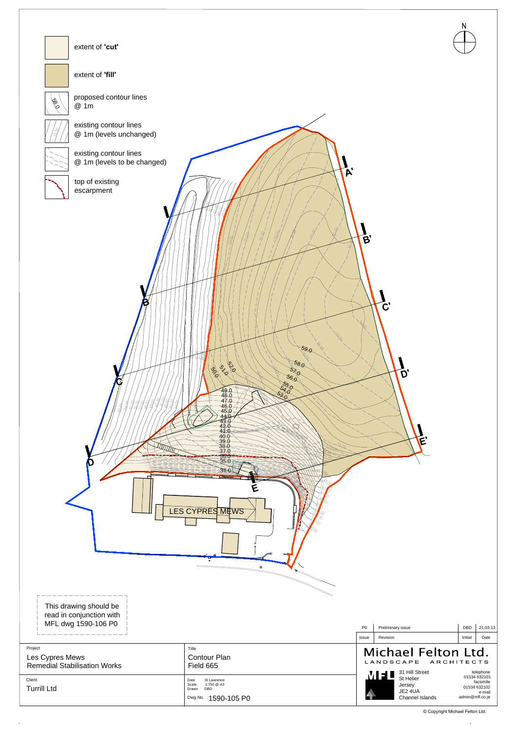N

extent of **'cut'**

extent of **'fill'**

proposed contour lines @ 1m

existing contour lines @ 1m (levels unchanged)

existing contour lines @ 1m (levels to be changed)

top of existing escarpment

A A'

B B'

C C'

D D'

E E'

59.0
58.0
57.0
56.0
55.0
54.0
53.0
52.0
51.0
50.0
49.0
48.0
47.0
46.0
45.0
44.0
43.0
42.0
41.0
40.0
39.0
38.0
37.0
36.0
35.0
34.0

LES CYPRES MEWS

This drawing should be read in conjunction with MFL dwg 1590-106 P0

| Issue | Revision | Initial | Date |
|---|---|---|---|
| P0 | Preliminary issue | DBD | 21.03.13 |

Project
Les Cypres Mews
Remedial Stabilisation Works

Title
Contour Plan
Field 665

Client
Turrill Ltd

Date: St Lawrence
Scale: 1:750 @ A3
Drawn: DBD

Dwg No. 1590-105 P0

**Michael Felton Ltd.**
LANDSCAPE ARCHITECTS

31 Hill Street
St Helier
Jersey
JE2 4UA
Channel Islands

telephone 01534 632101
facsimile 01534 632102
e-mail admin@mfl.co.je

© Copyright Michael Felton Ltd.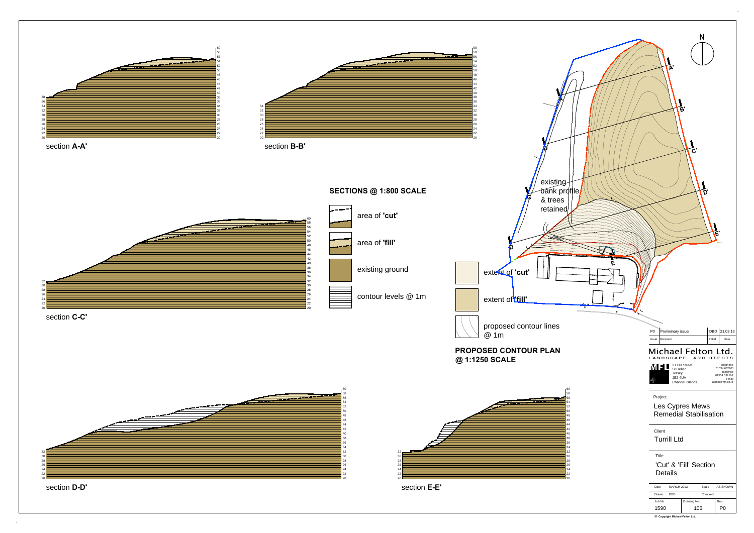section **A-A'**

60 58 56 54 52 50 48 46 44 42 40 38 36 34 32 30 28 26 24 22 20

38 36 34 32 30 28 26 24 22 20

section **B-B'**

60 58 56 54 52 50 48 46 44 42 40 38 36 34 32 30 28 26 24 22 20

34 32 30 28 26 24 22 20

**SECTIONS @ 1:800 SCALE**

area of **'cut'**

area of **'fill'**

existing ground

contour levels @ 1m

section **C-C'**

60 58 56 54 52 50 48 46 44 42 40 38 36 34 32 30 28 26 24 22 20

32 30 28 26 24 22 20

section **D-D'**

60 58 56 54 52 50 48 46 44 42 40 38 36 34 32 30 28 26 24 22 20

32 30 28 26 24 22 20

section **E-E'**

60 58 56 54 52 50 48 46 44 42 40 38 36 34 32 30 28 26 24 22 20

32 30 28 26 24 22 20

N

A A' B B' C C' D D' E E'

existing bank profile & trees retained

extent of **'cut'**

extent of **'fill'**

proposed contour lines @ 1m

**PROPOSED CONTOUR PLAN @ 1:1250 SCALE**

| Issue | Revision | Initial | Date |
|---|---|---|---|
| P0 | Preliminary issue | DBD | 21.03.13 |

**Michael Felton Ltd.**
LANDSCAPE ARCHITECTS

MFL

31 Hill Street
St Helier
Jersey
JE2 4UA
Channel Islands

telephone 01534 632101
facsimile 01534 632102
e-mail admin@mfl.co.je

Project

Les Cypres Mews
Remedial Stabilisation

Client

Turrill Ltd

Title

'Cut' & 'Fill' Section Details

| | | | |
|---|---|---|---|
| Date | MARCH 2013 | Scale | AS SHOWN |
| Drawn | DBD | Checked | |
| Job No. 1590 | Drawing No. 106 | | Rev. P0 |

© Copyright Michael Felton Ltd.